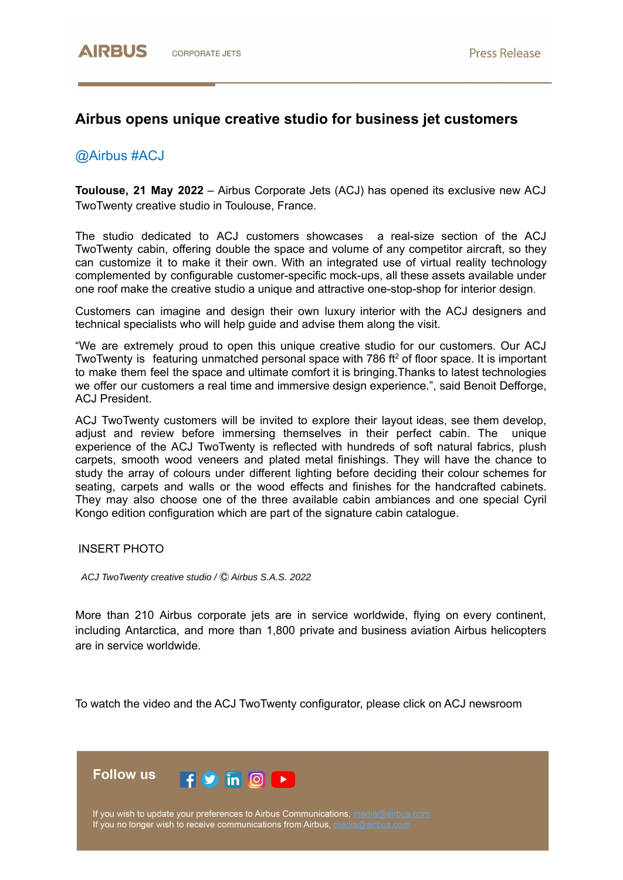AIRBUS CORPORATE JETS Press Release

# Airbus opens unique creative studio for business jet customers

@Airbus #ACJ

**Toulouse, 21 May 2022** – Airbus Corporate Jets (ACJ) has opened its exclusive new ACJ TwoTwenty creative studio in Toulouse, France.

The studio dedicated to ACJ customers showcases a real-size section of the ACJ TwoTwenty cabin, offering double the space and volume of any competitor aircraft, so they can customize it to make it their own. With an integrated use of virtual reality technology complemented by configurable customer-specific mock-ups, all these assets available under one roof make the creative studio a unique and attractive one-stop-shop for interior design.

Customers can imagine and design their own luxury interior with the ACJ designers and technical specialists who will help guide and advise them along the visit.

"We are extremely proud to open this unique creative studio for our customers. Our ACJ TwoTwenty is featuring unmatched personal space with 786 ft² of floor space. It is important to make them feel the space and ultimate comfort it is bringing.Thanks to latest technologies we offer our customers a real time and immersive design experience.", said Benoit Defforge, ACJ President.

ACJ TwoTwenty customers will be invited to explore their layout ideas, see them develop, adjust and review before immersing themselves in their perfect cabin. The unique experience of the ACJ TwoTwenty is reflected with hundreds of soft natural fabrics, plush carpets, smooth wood veneers and plated metal finishings. They will have the chance to study the array of colours under different lighting before deciding their colour schemes for seating, carpets and walls or the wood effects and finishes for the handcrafted cabinets. They may also choose one of the three available cabin ambiances and one special Cyril Kongo edition configuration which are part of the signature cabin catalogue.

INSERT PHOTO

*ACJ TwoTwenty creative studio / © Airbus S.A.S. 2022*

More than 210 Airbus corporate jets are in service worldwide, flying on every continent, including Antarctica, and more than 1,800 private and business aviation Airbus helicopters are in service worldwide.

To watch the video and the ACJ TwoTwenty configurator, please click on ACJ newsroom

**Follow us**

If you wish to update your preferences to Airbus Communications, media@airbus.com
If you no longer wish to receive communications from Airbus, media@airbus.com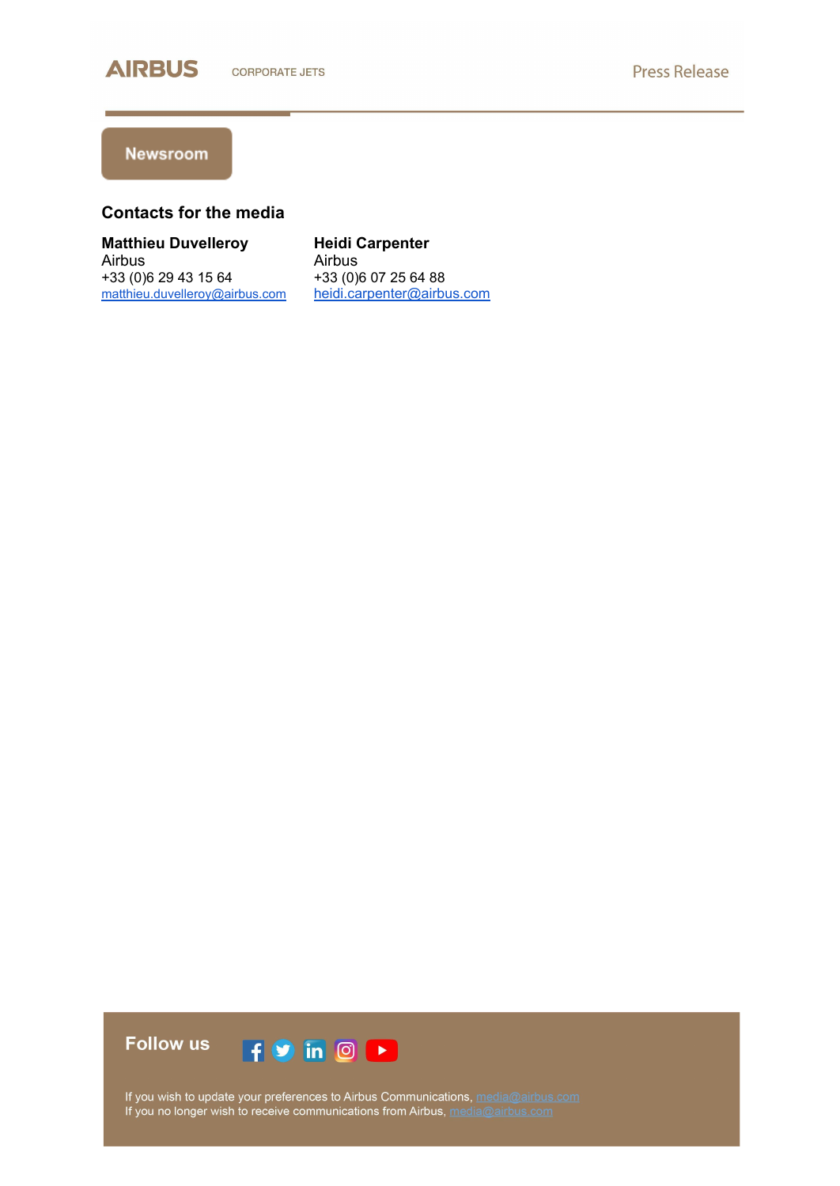Newsroom

## Contacts for the media

**Matthieu Duvelleroy**
Airbus
+33 (0)6 29 43 15 64
matthieu.duvelleroy@airbus.com

**Heidi Carpenter**
Airbus
+33 (0)6 07 25 64 88
heidi.carpenter@airbus.com

**Follow us**

If you wish to update your preferences to Airbus Communications, media@airbus.com
If you no longer wish to receive communications from Airbus, media@airbus.com